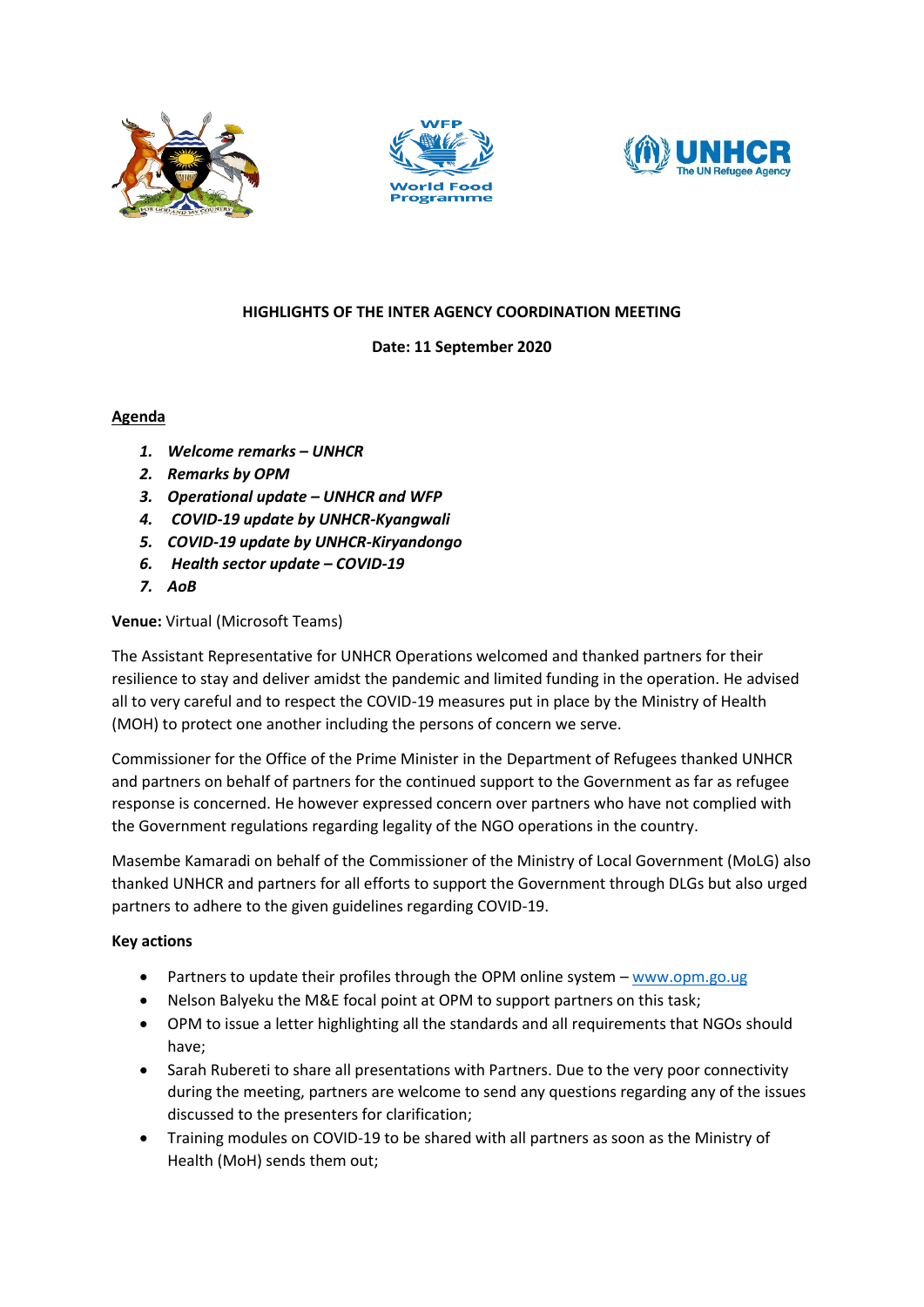**HIGHLIGHTS OF THE INTER AGENCY COORDINATION MEETING**

**Date: 11 September 2020**

<u>**Agenda**</u>

1. ***Welcome remarks – UNHCR***
2. ***Remarks by OPM***
3. ***Operational update – UNHCR and WFP***
4. ***COVID-19 update by UNHCR-Kyangwali***
5. ***COVID-19 update by UNHCR-Kiryandongo***
6. ***Health sector update – COVID-19***
7. ***AoB***

**Venue:** Virtual (Microsoft Teams)

The Assistant Representative for UNHCR Operations welcomed and thanked partners for their resilience to stay and deliver amidst the pandemic and limited funding in the operation. He advised all to very careful and to respect the COVID-19 measures put in place by the Ministry of Health (MOH) to protect one another including the persons of concern we serve.

Commissioner for the Office of the Prime Minister in the Department of Refugees thanked UNHCR and partners on behalf of partners for the continued support to the Government as far as refugee response is concerned. He however expressed concern over partners who have not complied with the Government regulations regarding legality of the NGO operations in the country.

Masembe Kamaradi on behalf of the Commissioner of the Ministry of Local Government (MoLG) also thanked UNHCR and partners for all efforts to support the Government through DLGs but also urged partners to adhere to the given guidelines regarding COVID-19.

**Key actions**

- Partners to update their profiles through the OPM online system – www.opm.go.ug
- Nelson Balyeku the M&E focal point at OPM to support partners on this task;
- OPM to issue a letter highlighting all the standards and all requirements that NGOs should have;
- Sarah Rubereti to share all presentations with Partners. Due to the very poor connectivity during the meeting, partners are welcome to send any questions regarding any of the issues discussed to the presenters for clarification;
- Training modules on COVID-19 to be shared with all partners as soon as the Ministry of Health (MoH) sends them out;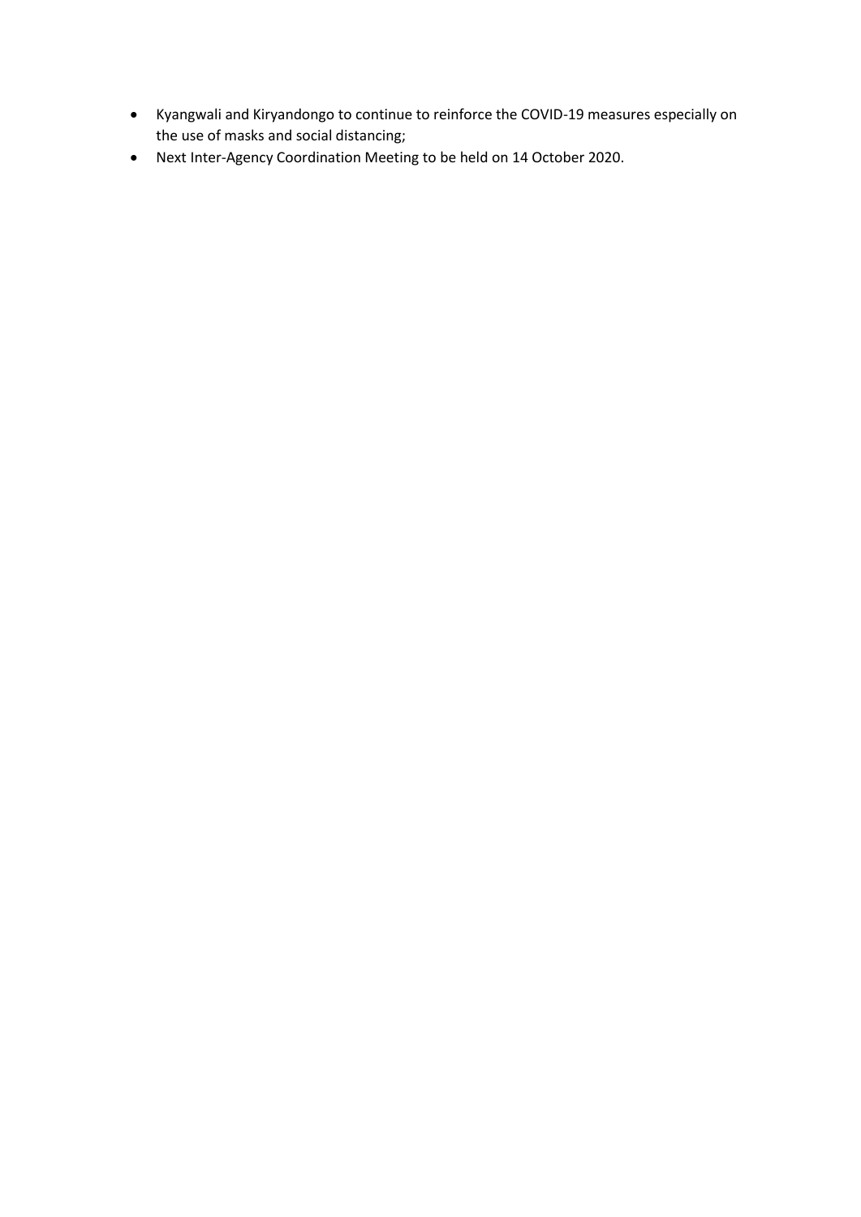- Kyangwali and Kiryandongo to continue to reinforce the COVID-19 measures especially on the use of masks and social distancing;
- Next Inter-Agency Coordination Meeting to be held on 14 October 2020.